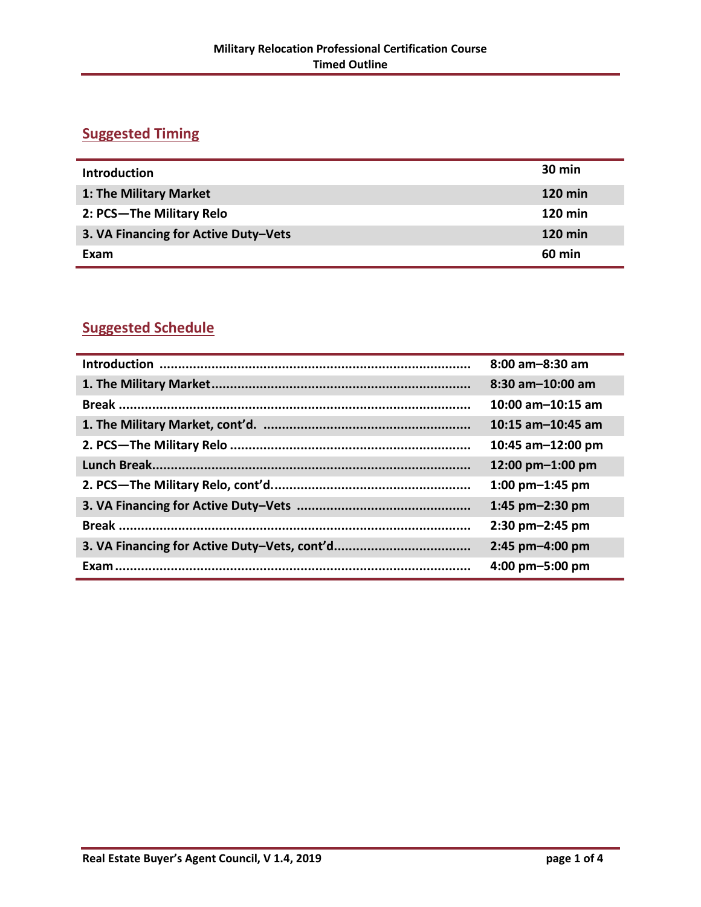# Military Relocation Professional Certification Course
## Timed Outline

## Suggested Timing

| | |
|---|---|
| **Introduction** | **30 min** |
| **1: The Military Market** | **120 min** |
| **2: PCS—The Military Relo** | **120 min** |
| **3. VA Financing for Active Duty–Vets** | **120 min** |
| **Exam** | **60 min** |

## Suggested Schedule

| | |
|---|---|
| **Introduction** | **8:00 am–8:30 am** |
| **1. The Military Market** | **8:30 am–10:00 am** |
| **Break** | **10:00 am–10:15 am** |
| **1. The Military Market, cont'd.** | **10:15 am–10:45 am** |
| **2. PCS—The Military Relo** | **10:45 am–12:00 pm** |
| **Lunch Break** | **12:00 pm–1:00 pm** |
| **2. PCS—The Military Relo, cont'd.** | **1:00 pm–1:45 pm** |
| **3. VA Financing for Active Duty–Vets** | **1:45 pm–2:30 pm** |
| **Break** | **2:30 pm–2:45 pm** |
| **3. VA Financing for Active Duty–Vets, cont'd.** | **2:45 pm–4:00 pm** |
| **Exam** | **4:00 pm–5:00 pm** |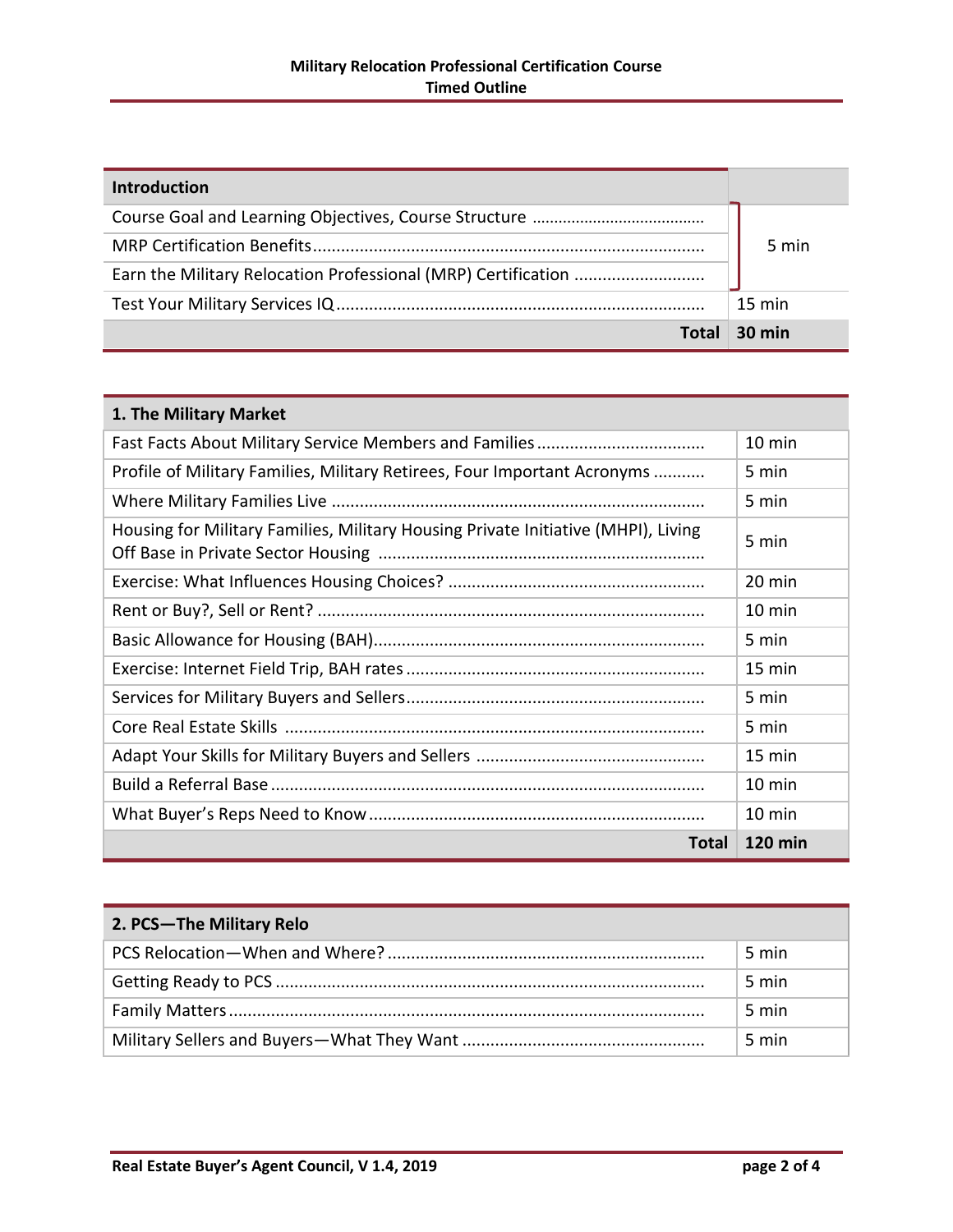**Military Relocation Professional Certification Course**
**Timed Outline**

| Introduction | |
|---|---|
| Course Goal and Learning Objectives, Course Structure | 5 min |
| MRP Certification Benefits | |
| Earn the Military Relocation Professional (MRP) Certification | |
| Test Your Military Services IQ | 15 min |
| **Total** | **30 min** |

| 1. The Military Market | |
|---|---|
| Fast Facts About Military Service Members and Families | 10 min |
| Profile of Military Families, Military Retirees, Four Important Acronyms | 5 min |
| Where Military Families Live | 5 min |
| Housing for Military Families, Military Housing Private Initiative (MHPI), Living Off Base in Private Sector Housing | 5 min |
| Exercise: What Influences Housing Choices? | 20 min |
| Rent or Buy?, Sell or Rent? | 10 min |
| Basic Allowance for Housing (BAH) | 5 min |
| Exercise: Internet Field Trip, BAH rates | 15 min |
| Services for Military Buyers and Sellers | 5 min |
| Core Real Estate Skills | 5 min |
| Adapt Your Skills for Military Buyers and Sellers | 15 min |
| Build a Referral Base | 10 min |
| What Buyer's Reps Need to Know | 10 min |
| **Total** | **120 min** |

| 2. PCS—The Military Relo | |
|---|---|
| PCS Relocation—When and Where? | 5 min |
| Getting Ready to PCS | 5 min |
| Family Matters | 5 min |
| Military Sellers and Buyers—What They Want | 5 min |

Real Estate Buyer's Agent Council, V 1.4, 2019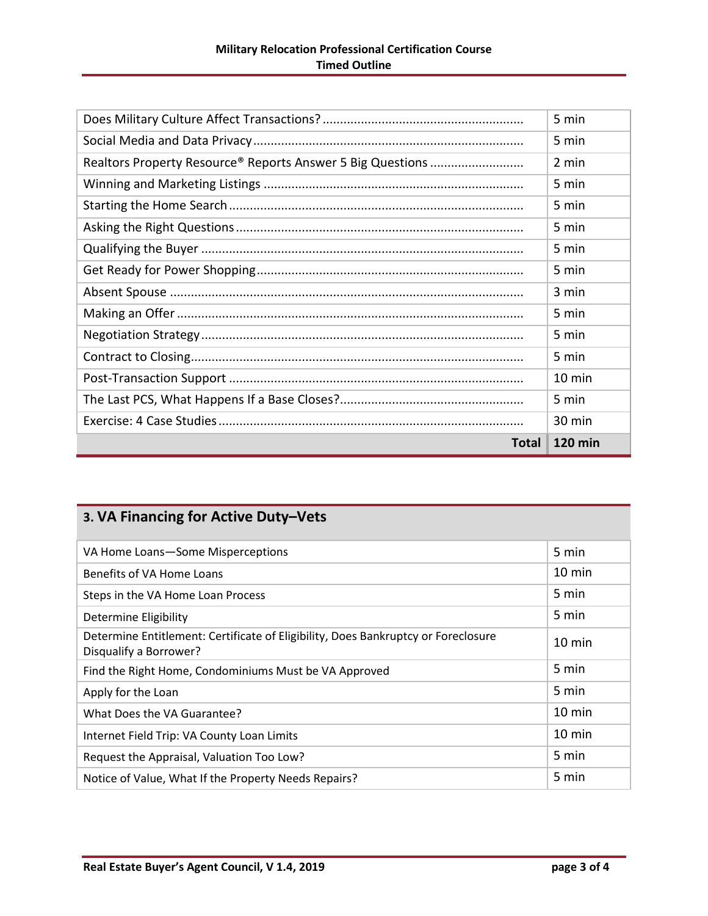| | |
|---|---|
| Does Military Culture Affect Transactions? | 5 min |
| Social Media and Data Privacy | 5 min |
| Realtors Property Resource® Reports Answer 5 Big Questions | 2 min |
| Winning and Marketing Listings | 5 min |
| Starting the Home Search | 5 min |
| Asking the Right Questions | 5 min |
| Qualifying the Buyer | 5 min |
| Get Ready for Power Shopping | 5 min |
| Absent Spouse | 3 min |
| Making an Offer | 5 min |
| Negotiation Strategy | 5 min |
| Contract to Closing | 5 min |
| Post-Transaction Support | 10 min |
| The Last PCS, What Happens If a Base Closes? | 5 min |
| Exercise: 4 Case Studies | 30 min |
| **Total** | **120 min** |

## 3. VA Financing for Active Duty–Vets

| | |
|---|---|
| VA Home Loans—Some Misperceptions | 5 min |
| Benefits of VA Home Loans | 10 min |
| Steps in the VA Home Loan Process | 5 min |
| Determine Eligibility | 5 min |
| Determine Entitlement: Certificate of Eligibility, Does Bankruptcy or Foreclosure Disqualify a Borrower? | 10 min |
| Find the Right Home, Condominiums Must be VA Approved | 5 min |
| Apply for the Loan | 5 min |
| What Does the VA Guarantee? | 10 min |
| Internet Field Trip: VA County Loan Limits | 10 min |
| Request the Appraisal, Valuation Too Low? | 5 min |
| Notice of Value, What If the Property Needs Repairs? | 5 min |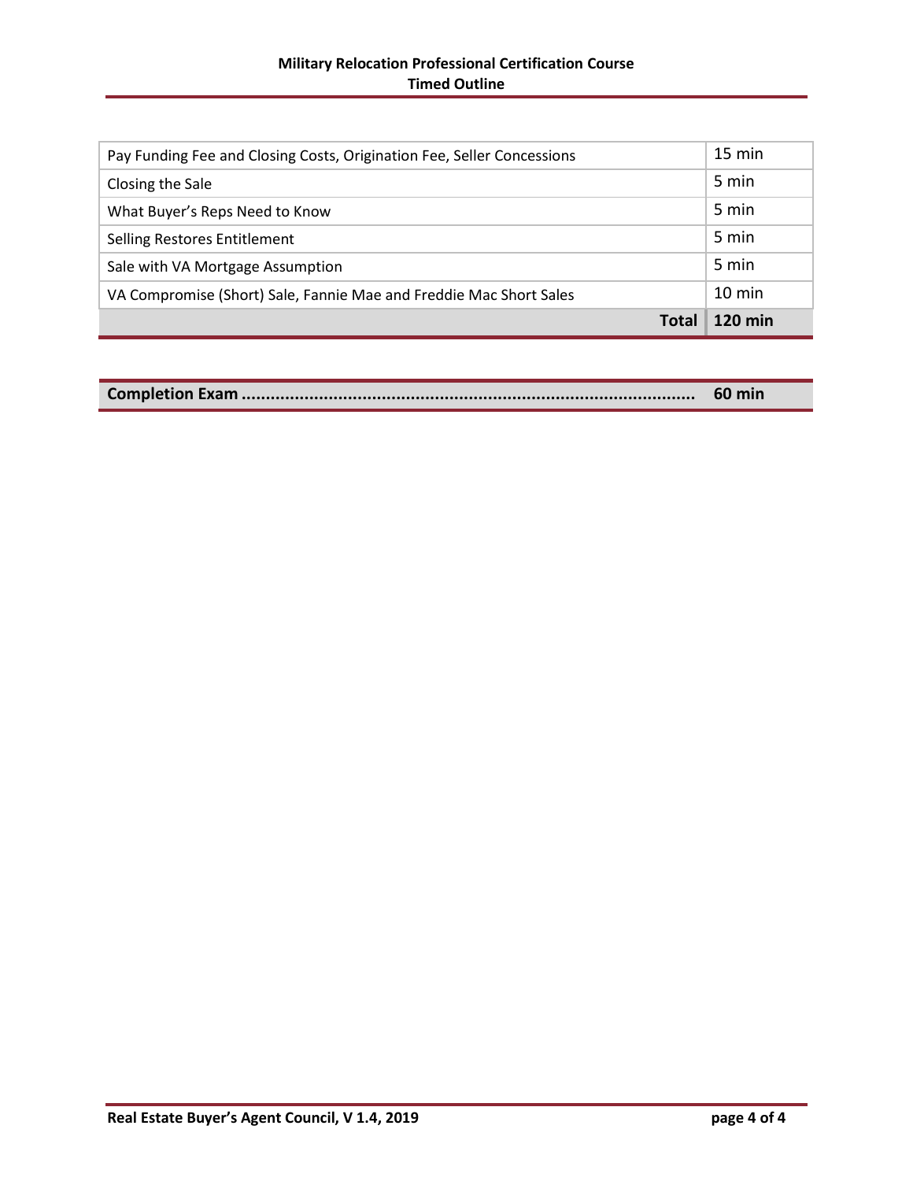| | |
|---|---|
| Pay Funding Fee and Closing Costs, Origination Fee, Seller Concessions | 15 min |
| Closing the Sale | 5 min |
| What Buyer's Reps Need to Know | 5 min |
| Selling Restores Entitlement | 5 min |
| Sale with VA Mortgage Assumption | 5 min |
| VA Compromise (Short) Sale, Fannie Mae and Freddie Mac Short Sales | 10 min |
| **Total** | **120 min** |

**Completion Exam ........................................................................................... 60 min**